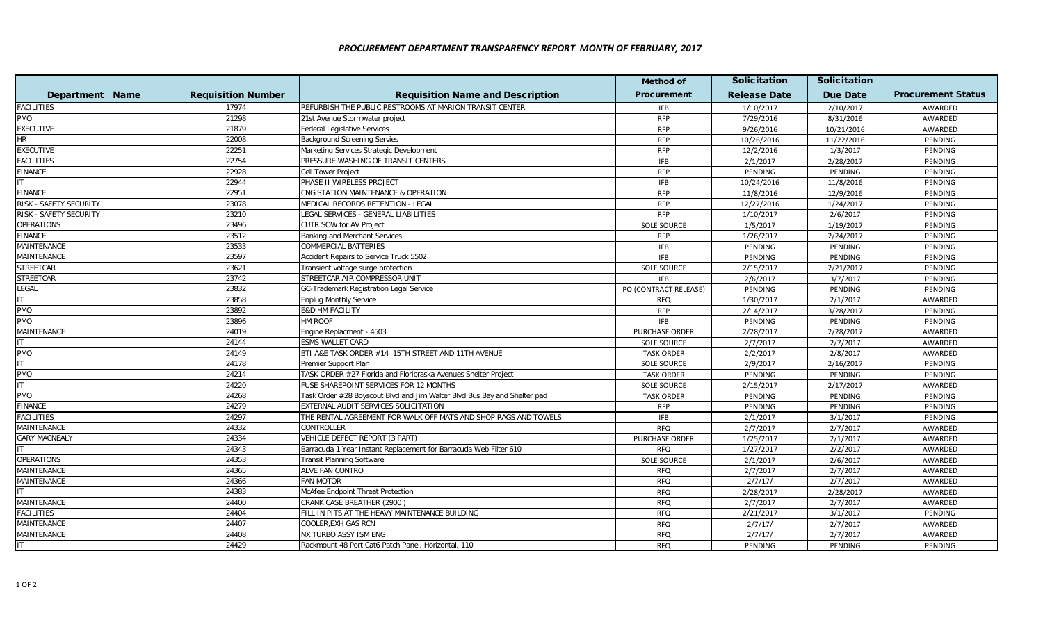# *PROCUREMENT DEPARTMENT TRANSPARENCY REPORT MONTH OF FEBRUARY, 2017*

| Department Name | Requisition Number | Requisition Name and Description | Method of Procurement | Solicitation Release Date | Solicitation Due Date | Procurement Status |
|---|---|---|---|---|---|---|
| FACILITIES | 17974 | REFURBISH THE PUBLIC RESTROOMS AT MARION TRANSIT CENTER | IFB | 1/10/2017 | 2/10/2017 | AWARDED |
| PMO | 21298 | 21st Avenue Stormwater project | RFP | 7/29/2016 | 8/31/2016 | AWARDED |
| EXECUTIVE | 21879 | Federal Legislative Services | RFP | 9/26/2016 | 10/21/2016 | AWARDED |
| HR | 22008 | Background Screening Servies | RFP | 10/26/2016 | 11/22/2016 | PENDING |
| EXECUTIVE | 22251 | Marketing Services Strategic Development | RFP | 12/2/2016 | 1/3/2017 | PENDING |
| FACILITIES | 22754 | PRESSURE WASHING OF TRANSIT CENTERS | IFB | 2/1/2017 | 2/28/2017 | PENDING |
| FINANCE | 22928 | Cell Tower Project | RFP | PENDING | PENDING | PENDING |
| IT | 22944 | PHASE II WIRELESS PROJECT | IFB | 10/24/2016 | 11/8/2016 | PENDING |
| FINANCE | 22951 | CNG STATION MAINTENANCE & OPERATION | RFP | 11/8/2016 | 12/9/2016 | PENDING |
| RISK - SAFETY SECURITY | 23078 | MEDICAL RECORDS RETENTION - LEGAL | RFP | 12/27/2016 | 1/24/2017 | PENDING |
| RISK - SAFETY SECURITY | 23210 | LEGAL SERVICES - GENERAL LIABILITIES | RFP | 1/10/2017 | 2/6/2017 | PENDING |
| OPERATIONS | 23496 | CUTR SOW for AV Project | SOLE SOURCE | 1/5/2017 | 1/19/2017 | PENDING |
| FINANCE | 23512 | Banking and Merchant Services | RFP | 1/26/2017 | 2/24/2017 | PENDING |
| MAINTENANCE | 23533 | COMMERCIAL BATTERIES | IFB | PENDING | PENDING | PENDING |
| MAINTENANCE | 23597 | Accident Repairs to Service Truck 5502 | IFB | PENDING | PENDING | PENDING |
| STREETCAR | 23621 | Transient voltage surge protection | SOLE SOURCE | 2/15/2017 | 2/21/2017 | PENDING |
| STREETCAR | 23742 | STREETCAR AIR COMPRESSOR UNIT | IFB | 2/6/2017 | 3/7/2017 | PENDING |
| LEGAL | 23832 | GC-Trademark Registration Legal Service | PO (CONTRACT RELEASE) | PENDING | PENDING | PENDING |
| IT | 23858 | Enplug Monthly Service | RFQ | 1/30/2017 | 2/1/2017 | AWARDED |
| PMO | 23892 | E&D HM FACILITY | RFP | 2/14/2017 | 3/28/2017 | PENDING |
| PMO | 23896 | HM ROOF | IFB | PENDING | PENDING | PENDING |
| MAINTENANCE | 24019 | Engine Replacment - 4503 | PURCHASE ORDER | 2/28/2017 | 2/28/2017 | AWARDED |
| IT | 24144 | ESMS WALLET CARD | SOLE SOURCE | 2/7/2017 | 2/7/2017 | AWARDED |
| PMO | 24149 | BTI A&E TASK ORDER #14 15TH STREET AND 11TH AVENUE | TASK ORDER | 2/2/2017 | 2/8/2017 | AWARDED |
| IT | 24178 | Premier Support Plan | SOLE SOURCE | 2/9/2017 | 2/16/2017 | PENDING |
| PMO | 24214 | TASK ORDER #27 Florida and Floribraska Avenues Shelter Project | TASK ORDER | PENDING | PENDING | PENDING |
| IT | 24220 | FUSE SHAREPOINT SERVICES FOR 12 MONTHS | SOLE SOURCE | 2/15/2017 | 2/17/2017 | AWARDED |
| PMO | 24268 | Task Order #28 Boyscout Blvd and Jim Walter Blvd Bus Bay and Shelter pad | TASK ORDER | PENDING | PENDING | PENDING |
| FINANCE | 24279 | EXTERNAL AUDIT SERVICES SOLICITATION | RFP | PENDING | PENDING | PENDING |
| FACILITIES | 24297 | THE RENTAL AGREEMENT FOR WALK OFF MATS AND SHOP RAGS AND TOWELS | IFB | 2/1/2017 | 3/1/2017 | PENDING |
| MAINTENANCE | 24332 | CONTROLLER | RFQ | 2/7/2017 | 2/7/2017 | AWARDED |
| GARY MACNEALY | 24334 | VEHICLE DEFECT REPORT (3 PART) | PURCHASE ORDER | 1/25/2017 | 2/1/2017 | AWARDED |
| IT | 24343 | Barracuda 1 Year Instant Replacement for Barracuda Web Filter 610 | RFQ | 1/27/2017 | 2/2/2017 | AWARDED |
| OPERATIONS | 24353 | Transit Planning Software | SOLE SOURCE | 2/1/2017 | 2/6/2017 | AWARDED |
| MAINTENANCE | 24365 | ALVE FAN CONTRO | RFQ | 2/7/2017 | 2/7/2017 | AWARDED |
| MAINTENANCE | 24366 | FAN MOTOR | RFQ | 2/7/17/ | 2/7/2017 | AWARDED |
| IT | 24383 | McAfee Endpoint Threat Protection | RFQ | 2/28/2017 | 2/28/2017 | AWARDED |
| MAINTENANCE | 24400 | CRANK CASE BREATHER (2900 ) | RFQ | 2/7/2017 | 2/7/2017 | AWARDED |
| FACILITIES | 24404 | FILL IN PITS AT THE HEAVY MAINTENANCE BUILDING | RFQ | 2/21/2017 | 3/1/2017 | PENDING |
| MAINTENANCE | 24407 | COOLER,EXH GAS RCN | RFQ | 2/7/17/ | 2/7/2017 | AWARDED |
| MAINTENANCE | 24408 | NX TURBO ASSY ISM ENG | RFQ | 2/7/17/ | 2/7/2017 | AWARDED |
| IT | 24429 | Rackmount 48 Port Cat6 Patch Panel, Horizontal, 110 | RFQ | PENDING | PENDING | PENDING |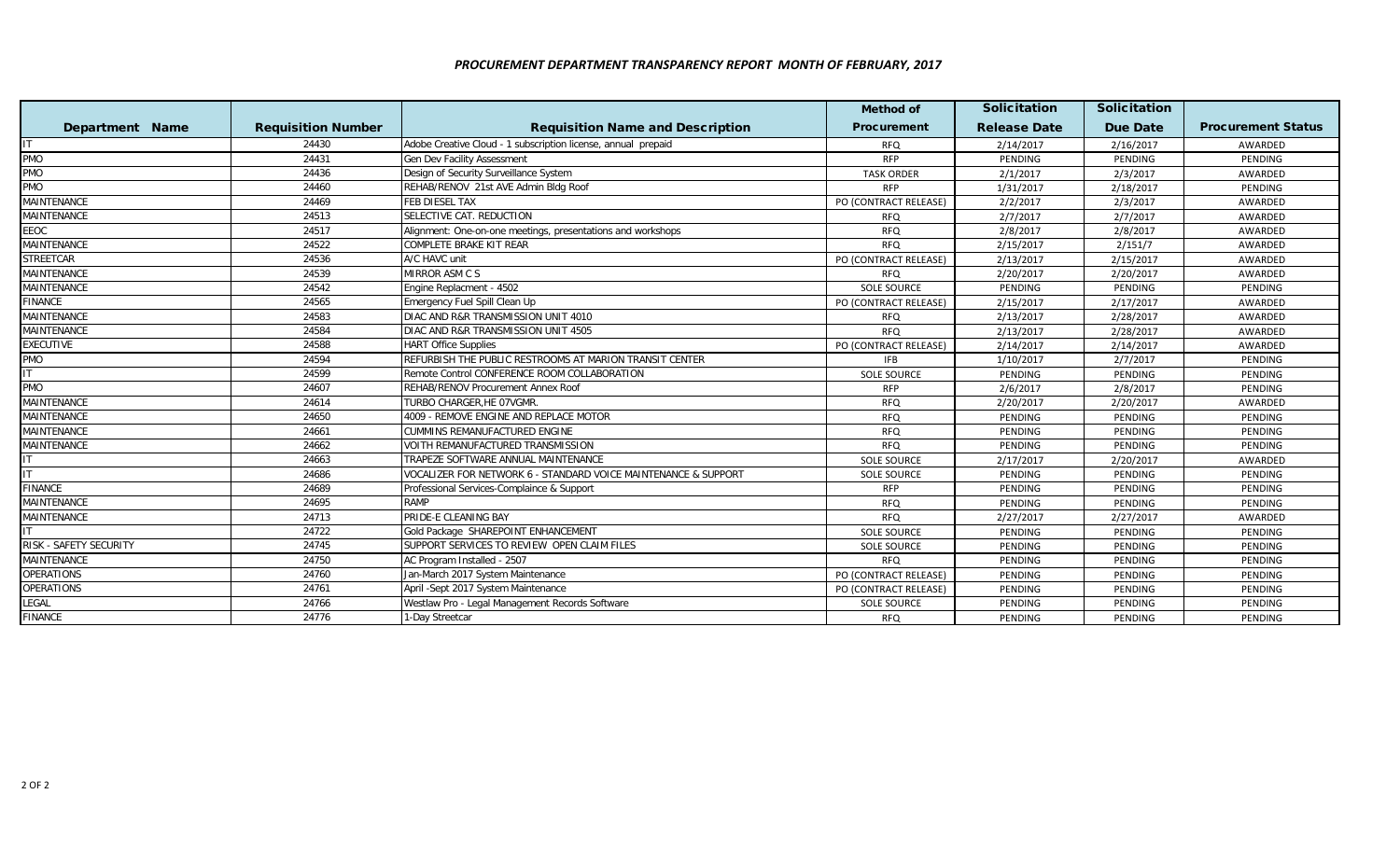*PROCUREMENT DEPARTMENT TRANSPARENCY REPORT MONTH OF FEBRUARY, 2017*

| Department Name | Requisition Number | Requisition Name and Description | Method of Procurement | Solicitation Release Date | Solicitation Due Date | Procurement Status |
|---|---|---|---|---|---|---|
| IT | 24430 | Adobe Creative Cloud - 1 subscription license, annual prepaid | RFQ | 2/14/2017 | 2/16/2017 | AWARDED |
| PMO | 24431 | Gen Dev Facility Assessment | RFP | PENDING | PENDING | PENDING |
| PMO | 24436 | Design of Security Surveillance System | TASK ORDER | 2/1/2017 | 2/3/2017 | AWARDED |
| PMO | 24460 | REHAB/RENOV 21st AVE Admin Bldg Roof | RFP | 1/31/2017 | 2/18/2017 | PENDING |
| MAINTENANCE | 24469 | FEB DIESEL TAX | PO (CONTRACT RELEASE) | 2/2/2017 | 2/3/2017 | AWARDED |
| MAINTENANCE | 24513 | SELECTIVE CAT. REDUCTION | RFQ | 2/7/2017 | 2/7/2017 | AWARDED |
| EEOC | 24517 | Alignment: One-on-one meetings, presentations and workshops | RFQ | 2/8/2017 | 2/8/2017 | AWARDED |
| MAINTENANCE | 24522 | COMPLETE BRAKE KIT REAR | RFQ | 2/15/2017 | 2/151/7 | AWARDED |
| STREETCAR | 24536 | A/C HAVC unit | PO (CONTRACT RELEASE) | 2/13/2017 | 2/15/2017 | AWARDED |
| MAINTENANCE | 24539 | MIRROR ASM C S | RFQ | 2/20/2017 | 2/20/2017 | AWARDED |
| MAINTENANCE | 24542 | Engine Replacment - 4502 | SOLE SOURCE | PENDING | PENDING | PENDING |
| FINANCE | 24565 | Emergency Fuel Spill Clean Up | PO (CONTRACT RELEASE) | 2/15/2017 | 2/17/2017 | AWARDED |
| MAINTENANCE | 24583 | DIAC AND R&R TRANSMISSION UNIT 4010 | RFQ | 2/13/2017 | 2/28/2017 | AWARDED |
| MAINTENANCE | 24584 | DIAC AND R&R TRANSMISSION UNIT 4505 | RFQ | 2/13/2017 | 2/28/2017 | AWARDED |
| EXECUTIVE | 24588 | HART Office Supplies | PO (CONTRACT RELEASE) | 2/14/2017 | 2/14/2017 | AWARDED |
| PMO | 24594 | REFURBISH THE PUBLIC RESTROOMS AT MARION TRANSIT CENTER | IFB | 1/10/2017 | 2/7/2017 | PENDING |
| IT | 24599 | Remote Control CONFERENCE ROOM COLLABORATION | SOLE SOURCE | PENDING | PENDING | PENDING |
| PMO | 24607 | REHAB/RENOV Procurement Annex Roof | RFP | 2/6/2017 | 2/8/2017 | PENDING |
| MAINTENANCE | 24614 | TURBO CHARGER,HE 07VGMR. | RFQ | 2/20/2017 | 2/20/2017 | AWARDED |
| MAINTENANCE | 24650 | 4009 - REMOVE ENGINE AND REPLACE MOTOR | RFQ | PENDING | PENDING | PENDING |
| MAINTENANCE | 24661 | CUMMINS REMANUFACTURED ENGINE | RFQ | PENDING | PENDING | PENDING |
| MAINTENANCE | 24662 | VOITH REMANUFACTURED TRANSMISSION | RFQ | PENDING | PENDING | PENDING |
| IT | 24663 | TRAPEZE SOFTWARE ANNUAL MAINTENANCE | SOLE SOURCE | 2/17/2017 | 2/20/2017 | AWARDED |
| IT | 24686 | VOCALIZER FOR NETWORK 6 - STANDARD VOICE MAINTENANCE & SUPPORT | SOLE SOURCE | PENDING | PENDING | PENDING |
| FINANCE | 24689 | Professional Services-Complaince & Support | RFP | PENDING | PENDING | PENDING |
| MAINTENANCE | 24695 | RAMP | RFQ | PENDING | PENDING | PENDING |
| MAINTENANCE | 24713 | PRIDE-E CLEANING BAY | RFQ | 2/27/2017 | 2/27/2017 | AWARDED |
| IT | 24722 | Gold Package SHAREPOINT ENHANCEMENT | SOLE SOURCE | PENDING | PENDING | PENDING |
| RISK - SAFETY SECURITY | 24745 | SUPPORT SERVICES TO REVIEW OPEN CLAIM FILES | SOLE SOURCE | PENDING | PENDING | PENDING |
| MAINTENANCE | 24750 | AC Program Installed - 2507 | RFQ | PENDING | PENDING | PENDING |
| OPERATIONS | 24760 | Jan-March 2017 System Maintenance | PO (CONTRACT RELEASE) | PENDING | PENDING | PENDING |
| OPERATIONS | 24761 | April -Sept 2017 System Maintenance | PO (CONTRACT RELEASE) | PENDING | PENDING | PENDING |
| LEGAL | 24766 | Westlaw Pro - Legal Management Records Software | SOLE SOURCE | PENDING | PENDING | PENDING |
| FINANCE | 24776 | 1-Day Streetcar | RFQ | PENDING | PENDING | PENDING |